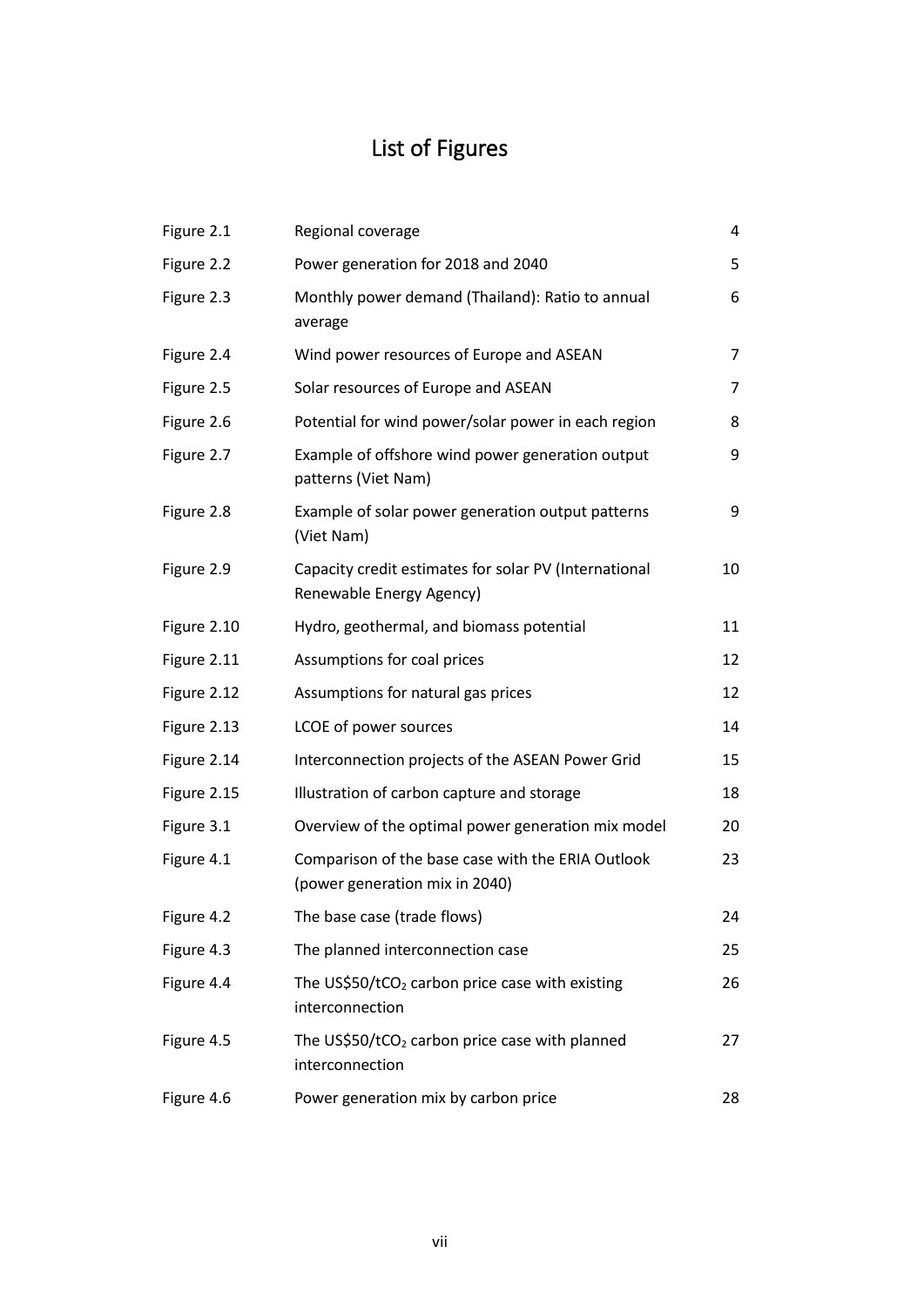# List of Figures

| | | |
|---|---|---|
| Figure 2.1 | Regional coverage | 4 |
| Figure 2.2 | Power generation for 2018 and 2040 | 5 |
| Figure 2.3 | Monthly power demand (Thailand): Ratio to annual average | 6 |
| Figure 2.4 | Wind power resources of Europe and ASEAN | 7 |
| Figure 2.5 | Solar resources of Europe and ASEAN | 7 |
| Figure 2.6 | Potential for wind power/solar power in each region | 8 |
| Figure 2.7 | Example of offshore wind power generation output patterns (Viet Nam) | 9 |
| Figure 2.8 | Example of solar power generation output patterns (Viet Nam) | 9 |
| Figure 2.9 | Capacity credit estimates for solar PV (International Renewable Energy Agency) | 10 |
| Figure 2.10 | Hydro, geothermal, and biomass potential | 11 |
| Figure 2.11 | Assumptions for coal prices | 12 |
| Figure 2.12 | Assumptions for natural gas prices | 12 |
| Figure 2.13 | LCOE of power sources | 14 |
| Figure 2.14 | Interconnection projects of the ASEAN Power Grid | 15 |
| Figure 2.15 | Illustration of carbon capture and storage | 18 |
| Figure 3.1 | Overview of the optimal power generation mix model | 20 |
| Figure 4.1 | Comparison of the base case with the ERIA Outlook (power generation mix in 2040) | 23 |
| Figure 4.2 | The base case (trade flows) | 24 |
| Figure 4.3 | The planned interconnection case | 25 |
| Figure 4.4 | The US$50/t$CO_2$ carbon price case with existing interconnection | 26 |
| Figure 4.5 | The US$50/t$CO_2$ carbon price case with planned interconnection | 27 |
| Figure 4.6 | Power generation mix by carbon price | 28 |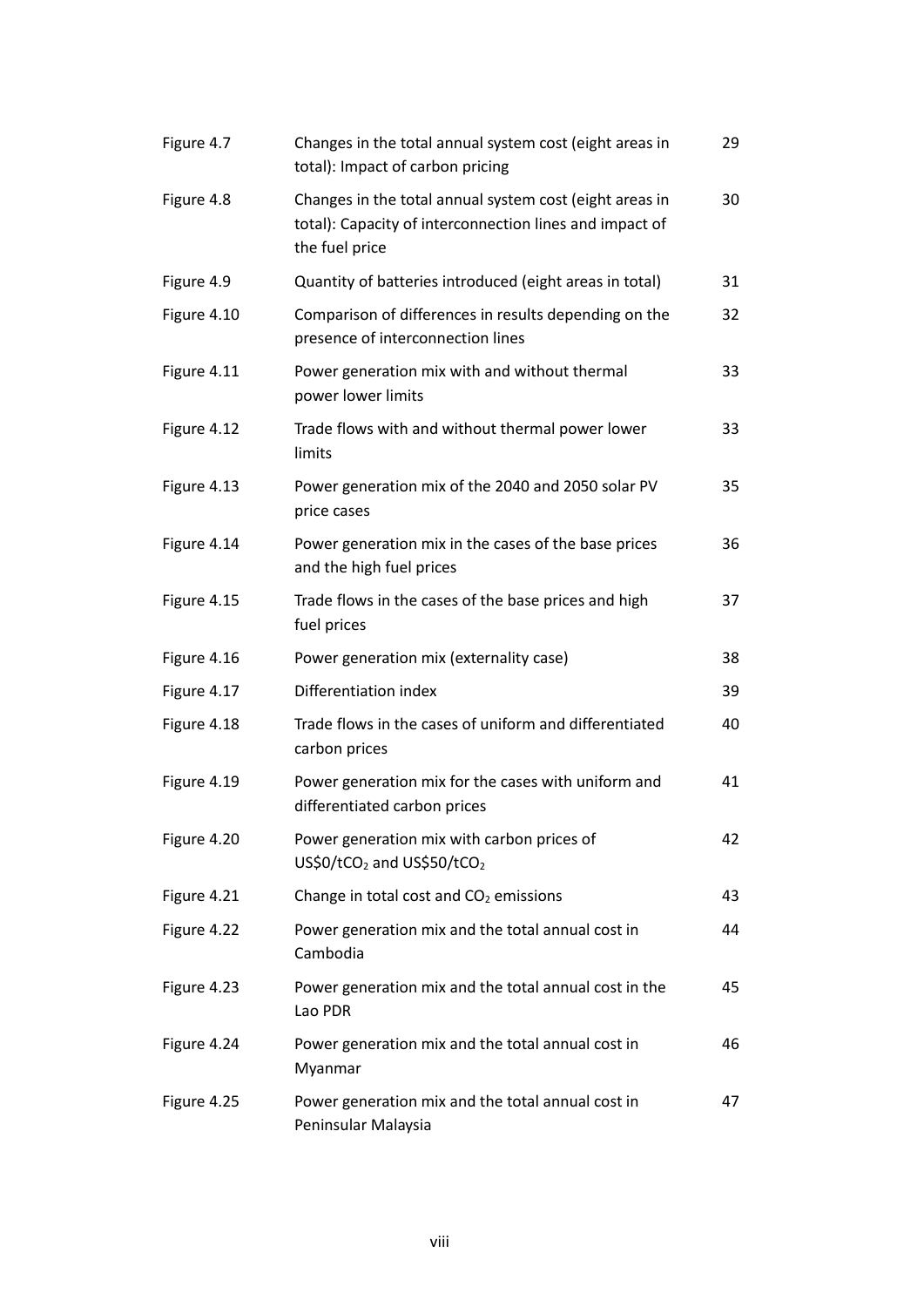| | | |
|---|---|---|
| Figure 4.7 | Changes in the total annual system cost (eight areas in total): Impact of carbon pricing | 29 |
| Figure 4.8 | Changes in the total annual system cost (eight areas in total): Capacity of interconnection lines and impact of the fuel price | 30 |
| Figure 4.9 | Quantity of batteries introduced (eight areas in total) | 31 |
| Figure 4.10 | Comparison of differences in results depending on the presence of interconnection lines | 32 |
| Figure 4.11 | Power generation mix with and without thermal power lower limits | 33 |
| Figure 4.12 | Trade flows with and without thermal power lower limits | 33 |
| Figure 4.13 | Power generation mix of the 2040 and 2050 solar PV price cases | 35 |
| Figure 4.14 | Power generation mix in the cases of the base prices and the high fuel prices | 36 |
| Figure 4.15 | Trade flows in the cases of the base prices and high fuel prices | 37 |
| Figure 4.16 | Power generation mix (externality case) | 38 |
| Figure 4.17 | Differentiation index | 39 |
| Figure 4.18 | Trade flows in the cases of uniform and differentiated carbon prices | 40 |
| Figure 4.19 | Power generation mix for the cases with uniform and differentiated carbon prices | 41 |
| Figure 4.20 | Power generation mix with carbon prices of US$0/t$CO_2$ and US$50/t$CO_2$ | 42 |
| Figure 4.21 | Change in total cost and $CO_2$ emissions | 43 |
| Figure 4.22 | Power generation mix and the total annual cost in Cambodia | 44 |
| Figure 4.23 | Power generation mix and the total annual cost in the Lao PDR | 45 |
| Figure 4.24 | Power generation mix and the total annual cost in Myanmar | 46 |
| Figure 4.25 | Power generation mix and the total annual cost in Peninsular Malaysia | 47 |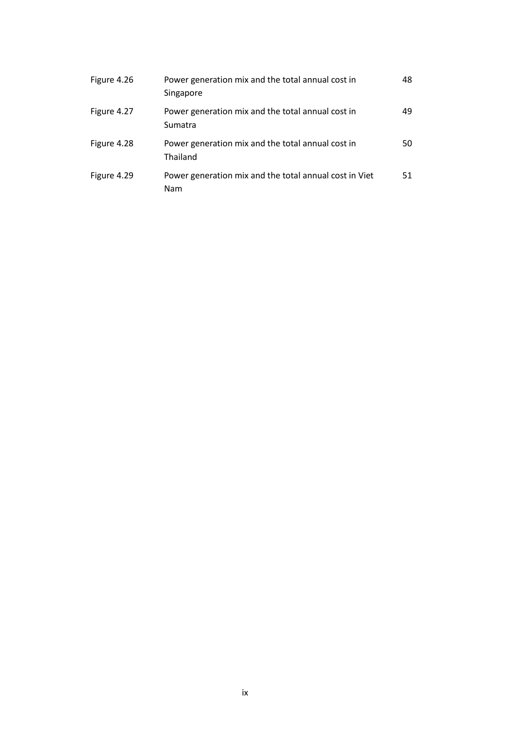| | | |
|---|---|---|
| Figure 4.26 | Power generation mix and the total annual cost in Singapore | 48 |
| Figure 4.27 | Power generation mix and the total annual cost in Sumatra | 49 |
| Figure 4.28 | Power generation mix and the total annual cost in Thailand | 50 |
| Figure 4.29 | Power generation mix and the total annual cost in Viet Nam | 51 |